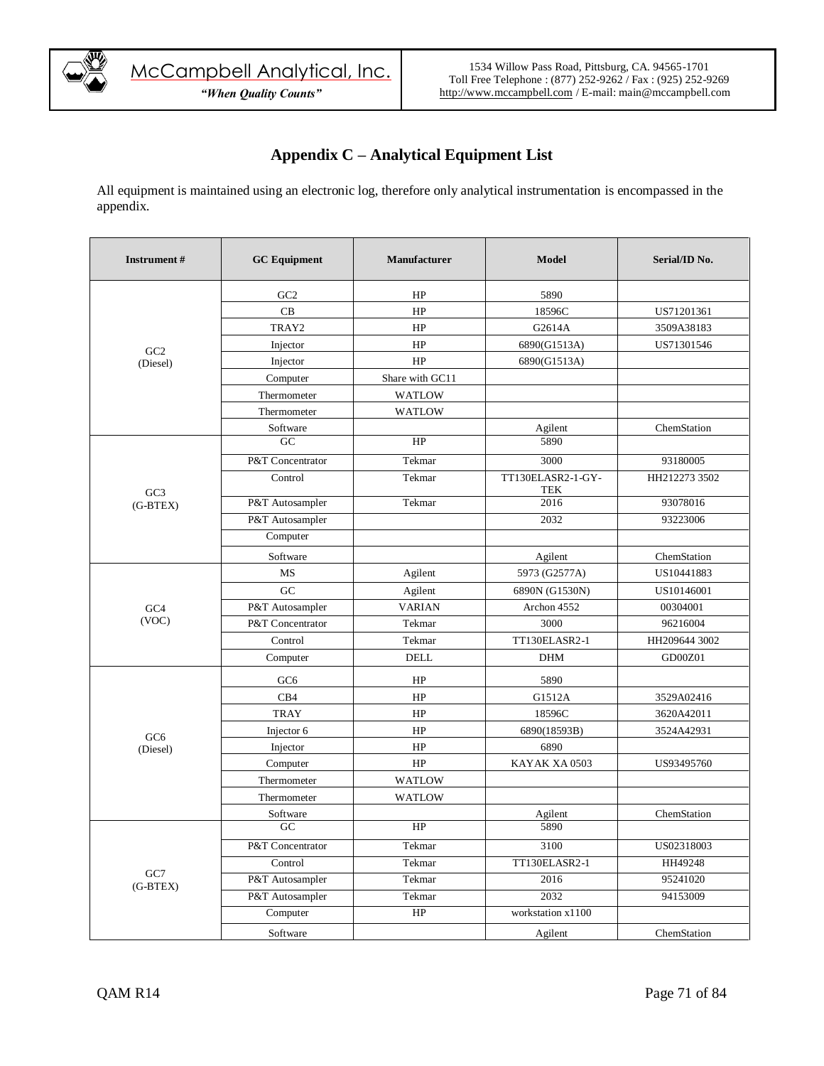# Appendix C – Analytical Equipment List

All equipment is maintained using an electronic log, therefore only analytical instrumentation is encompassed in the appendix.

| Instrument # | GC Equipment | Manufacturer | Model | Serial/ID No. |
|---|---|---|---|---|
| GC2 (Diesel) | GC2 | HP | 5890 | |
| | CB | HP | 18596C | US71201361 |
| | TRAY2 | HP | G2614A | 3509A38183 |
| | Injector | HP | 6890(G1513A) | US71301546 |
| | Injector | HP | 6890(G1513A) | |
| | Computer | Share with GC11 | | |
| | Thermometer | WATLOW | | |
| | Thermometer | WATLOW | | |
| | Software | | Agilent | ChemStation |
| GC3 (G-BTEX) | GC | HP | 5890 | |
| | P&T Concentrator | Tekmar | 3000 | 93180005 |
| | Control | Tekmar | TT130ELASR2-1-GY-TEK | HH212273 3502 |
| | P&T Autosampler | Tekmar | 2016 | 93078016 |
| | P&T Autosampler | | 2032 | 93223006 |
| | Computer | | | |
| | Software | | Agilent | ChemStation |
| GC4 (VOC) | MS | Agilent | 5973 (G2577A) | US10441883 |
| | GC | Agilent | 6890N (G1530N) | US10146001 |
| | P&T Autosampler | VARIAN | Archon 4552 | 00304001 |
| | P&T Concentrator | Tekmar | 3000 | 96216004 |
| | Control | Tekmar | TT130ELASR2-1 | HH209644 3002 |
| | Computer | DELL | DHM | GD00Z01 |
| GC6 (Diesel) | GC6 | HP | 5890 | |
| | CB4 | HP | G1512A | 3529A02416 |
| | TRAY | HP | 18596C | 3620A42011 |
| | Injector 6 | HP | 6890(18593B) | 3524A42931 |
| | Injector | HP | 6890 | |
| | Computer | HP | KAYAK XA 0503 | US93495760 |
| | Thermometer | WATLOW | | |
| | Thermometer | WATLOW | | |
| | Software | | Agilent | ChemStation |
| GC7 (G-BTEX) | GC | HP | 5890 | |
| | P&T Concentrator | Tekmar | 3100 | US02318003 |
| | Control | Tekmar | TT130ELASR2-1 | HH49248 |
| | P&T Autosampler | Tekmar | 2016 | 95241020 |
| | P&T Autosampler | Tekmar | 2032 | 94153009 |
| | Computer | HP | workstation x1100 | |
| | Software | | Agilent | ChemStation |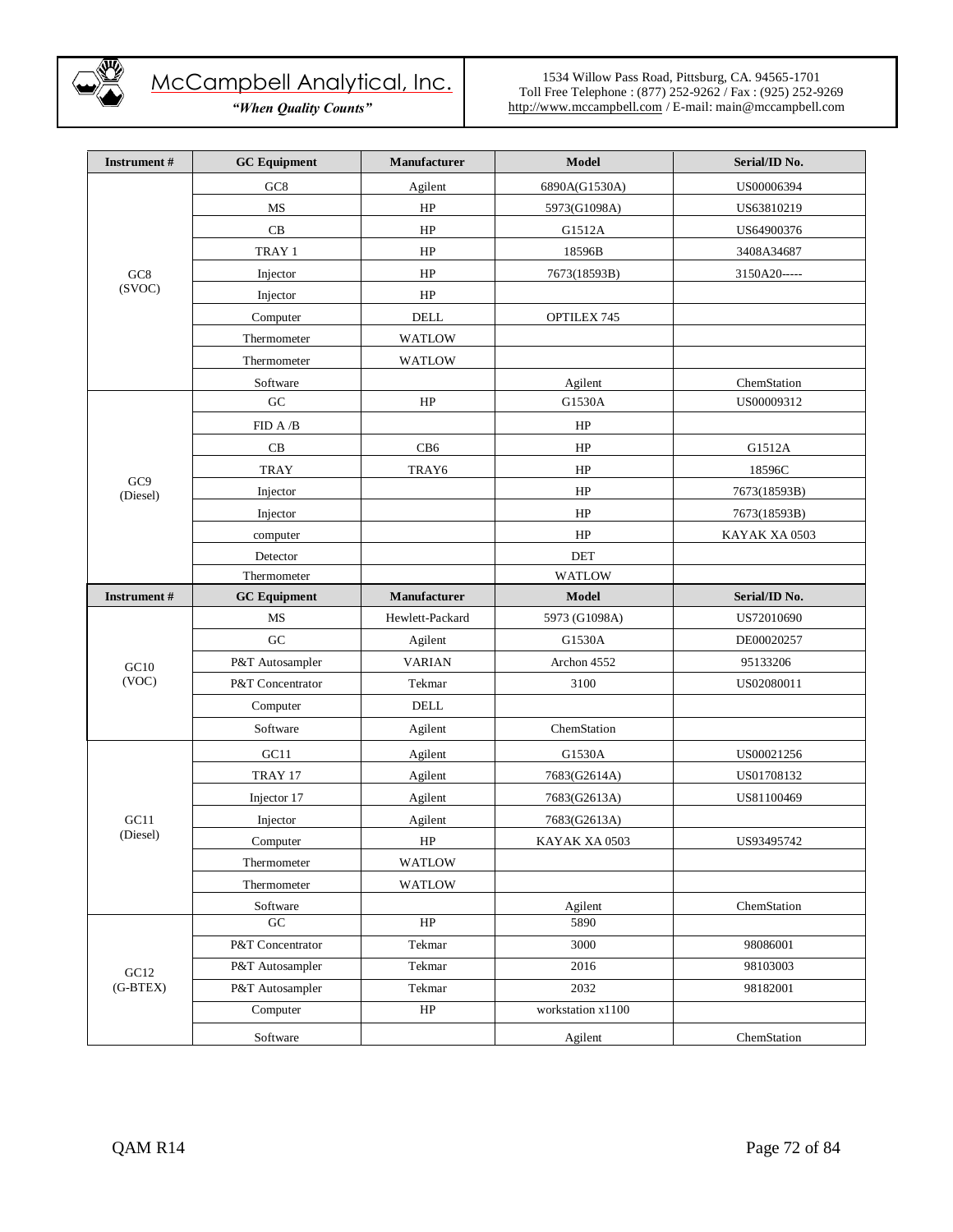| Instrument # | GC Equipment | Manufacturer | Model | Serial/ID No. |
|---|---|---|---|---|
| GC8 (SVOC) | GC8 | Agilent | 6890A(G1530A) | US00006394 |
| | MS | HP | 5973(G1098A) | US63810219 |
| | CB | HP | G1512A | US64900376 |
| | TRAY 1 | HP | 18596B | 3408A34687 |
| | Injector | HP | 7673(18593B) | 3150A20----- |
| | Injector | HP | | |
| | Computer | DELL | OPTILEX 745 | |
| | Thermometer | WATLOW | | |
| | Thermometer | WATLOW | | |
| | Software | | Agilent | ChemStation |
| GC9 (Diesel) | GC | HP | G1530A | US00009312 |
| | FID A /B | | HP | |
| | CB | CB6 | HP | G1512A |
| | TRAY | TRAY6 | HP | 18596C |
| | Injector | | HP | 7673(18593B) |
| | Injector | | HP | 7673(18593B) |
| | computer | | HP | KAYAK XA 0503 |
| | Detector | | DET | |
| | Thermometer | | WATLOW | |
| **Instrument #** | **GC Equipment** | **Manufacturer** | **Model** | **Serial/ID No.** |
| GC10 (VOC) | MS | Hewlett-Packard | 5973 (G1098A) | US72010690 |
| | GC | Agilent | G1530A | DE00020257 |
| | P&T Autosampler | VARIAN | Archon 4552 | 95133206 |
| | P&T Concentrator | Tekmar | 3100 | US02080011 |
| | Computer | DELL | | |
| | Software | Agilent | ChemStation | |
| GC11 (Diesel) | GC11 | Agilent | G1530A | US00021256 |
| | TRAY 17 | Agilent | 7683(G2614A) | US01708132 |
| | Injector 17 | Agilent | 7683(G2613A) | US81100469 |
| | Injector | Agilent | 7683(G2613A) | |
| | Computer | HP | KAYAK XA 0503 | US93495742 |
| | Thermometer | WATLOW | | |
| | Thermometer | WATLOW | | |
| | Software | | Agilent | ChemStation |
| GC12 (G-BTEX) | GC | HP | 5890 | |
| | P&T Concentrator | Tekmar | 3000 | 98086001 |
| | P&T Autosampler | Tekmar | 2016 | 98103003 |
| | P&T Autosampler | Tekmar | 2032 | 98182001 |
| | Computer | HP | workstation x1100 | |
| | Software | | Agilent | ChemStation |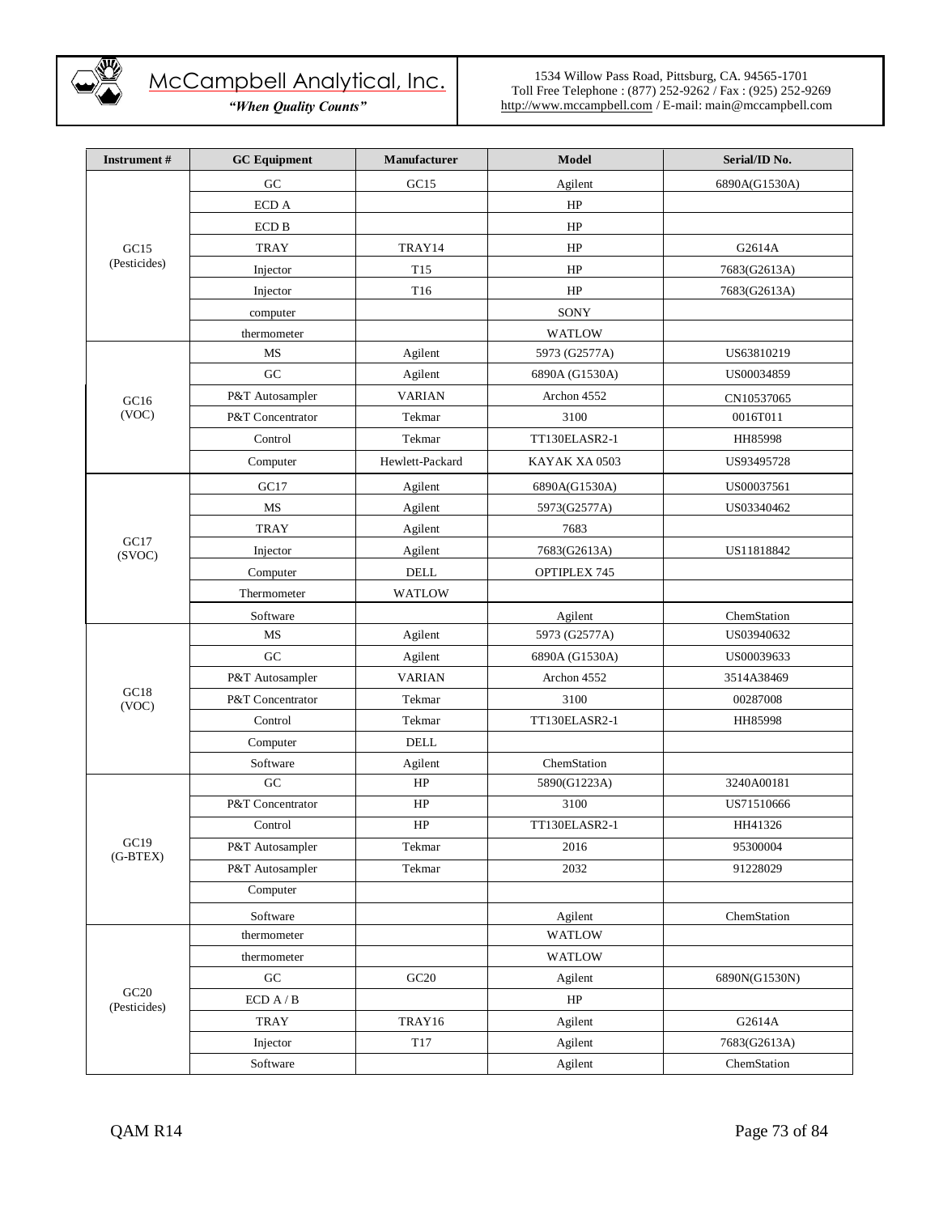| Instrument # | GC Equipment | Manufacturer | Model | Serial/ID No. |
|---|---|---|---|---|
| GC15 (Pesticides) | GC | GC15 | Agilent | 6890A(G1530A) |
| | ECD A | | HP | |
| | ECD B | | HP | |
| | TRAY | TRAY14 | HP | G2614A |
| | Injector | T15 | HP | 7683(G2613A) |
| | Injector | T16 | HP | 7683(G2613A) |
| | computer | | SONY | |
| | thermometer | | WATLOW | |
| GC16 (VOC) | MS | Agilent | 5973 (G2577A) | US63810219 |
| | GC | Agilent | 6890A (G1530A) | US00034859 |
| | P&T Autosampler | VARIAN | Archon 4552 | CN10537065 |
| | P&T Concentrator | Tekmar | 3100 | 0016T011 |
| | Control | Tekmar | TT130ELASR2-1 | HH85998 |
| | Computer | Hewlett-Packard | KAYAK XA 0503 | US93495728 |
| GC17 (SVOC) | GC17 | Agilent | 6890A(G1530A) | US00037561 |
| | MS | Agilent | 5973(G2577A) | US03340462 |
| | TRAY | Agilent | 7683 | |
| | Injector | Agilent | 7683(G2613A) | US11818842 |
| | Computer | DELL | OPTIPLEX 745 | |
| | Thermometer | WATLOW | | |
| | Software | | Agilent | ChemStation |
| GC18 (VOC) | MS | Agilent | 5973 (G2577A) | US03940632 |
| | GC | Agilent | 6890A (G1530A) | US00039633 |
| | P&T Autosampler | VARIAN | Archon 4552 | 3514A38469 |
| | P&T Concentrator | Tekmar | 3100 | 00287008 |
| | Control | Tekmar | TT130ELASR2-1 | HH85998 |
| | Computer | DELL | | |
| | Software | Agilent | ChemStation | |
| GC19 (G-BTEX) | GC | HP | 5890(G1223A) | 3240A00181 |
| | P&T Concentrator | HP | 3100 | US71510666 |
| | Control | HP | TT130ELASR2-1 | HH41326 |
| | P&T Autosampler | Tekmar | 2016 | 95300004 |
| | P&T Autosampler | Tekmar | 2032 | 91228029 |
| | Computer | | | |
| | Software | | Agilent | ChemStation |
| GC20 (Pesticides) | thermometer | | WATLOW | |
| | thermometer | | WATLOW | |
| | GC | GC20 | Agilent | 6890N(G1530N) |
| | ECD A / B | | HP | |
| | TRAY | TRAY16 | Agilent | G2614A |
| | Injector | T17 | Agilent | 7683(G2613A) |
| | Software | | Agilent | ChemStation |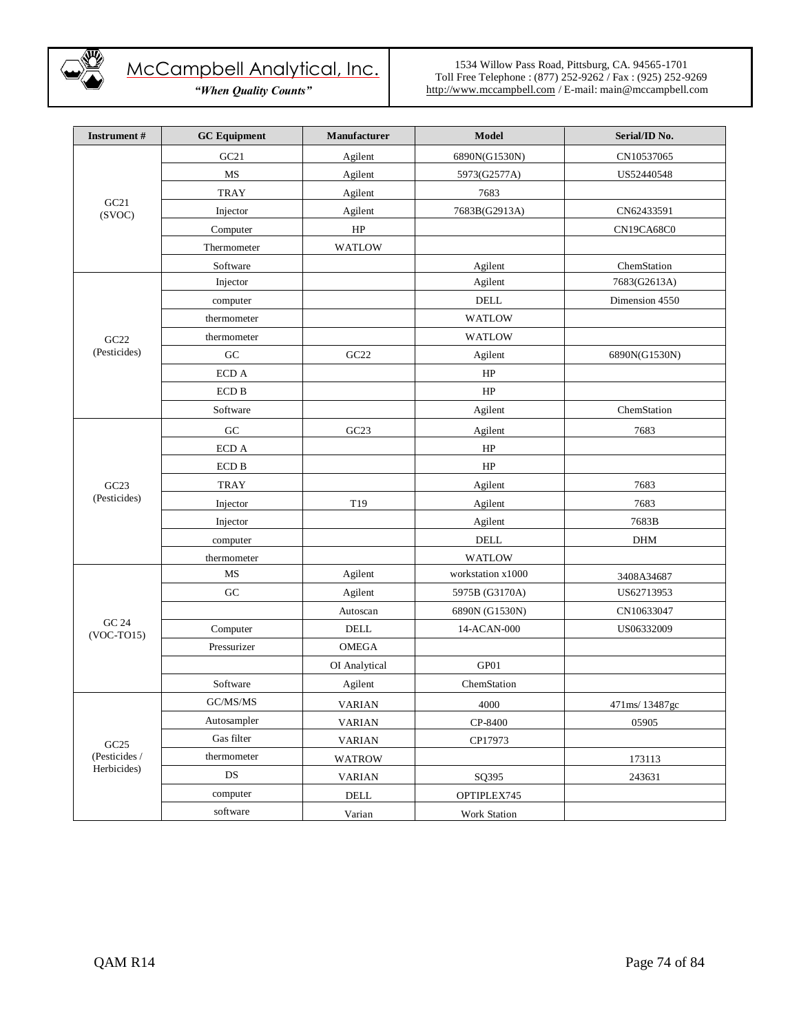| Instrument # | GC Equipment | Manufacturer | Model | Serial/ID No. |
|---|---|---|---|---|
| GC21 (SVOC) | GC21 | Agilent | 6890N(G1530N) | CN10537065 |
| | MS | Agilent | 5973(G2577A) | US52440548 |
| | TRAY | Agilent | 7683 | |
| | Injector | Agilent | 7683B(G2913A) | CN62433591 |
| | Computer | HP | | CN19CA68C0 |
| | Thermometer | WATLOW | | |
| | Software | | Agilent | ChemStation |
| GC22 (Pesticides) | Injector | | Agilent | 7683(G2613A) |
| | computer | | DELL | Dimension 4550 |
| | thermometer | | WATLOW | |
| | thermometer | | WATLOW | |
| | GC | GC22 | Agilent | 6890N(G1530N) |
| | ECD A | | HP | |
| | ECD B | | HP | |
| | Software | | Agilent | ChemStation |
| GC23 (Pesticides) | GC | GC23 | Agilent | 7683 |
| | ECD A | | HP | |
| | ECD B | | HP | |
| | TRAY | | Agilent | 7683 |
| | Injector | T19 | Agilent | 7683 |
| | Injector | | Agilent | 7683B |
| | computer | | DELL | DHM |
| | thermometer | | WATLOW | |
| GC 24 (VOC-TO15) | MS | Agilent | workstation x1000 | 3408A34687 |
| | GC | Agilent | 5975B (G3170A) | US62713953 |
| | | Autoscan | 6890N (G1530N) | CN10633047 |
| | Computer | DELL | 14-ACAN-000 | US06332009 |
| | Pressurizer | OMEGA | | |
| | | OI Analytical | GP01 | |
| | Software | Agilent | ChemStation | |
| GC25 (Pesticides / Herbicides) | GC/MS/MS | VARIAN | 4000 | 471ms/ 13487gc |
| | Autosampler | VARIAN | CP-8400 | 05905 |
| | Gas filter | VARIAN | CP17973 | |
| | thermometer | WATROW | | 173113 |
| | DS | VARIAN | SQ395 | 243631 |
| | computer | DELL | OPTIPLEX745 | |
| | software | Varian | Work Station | |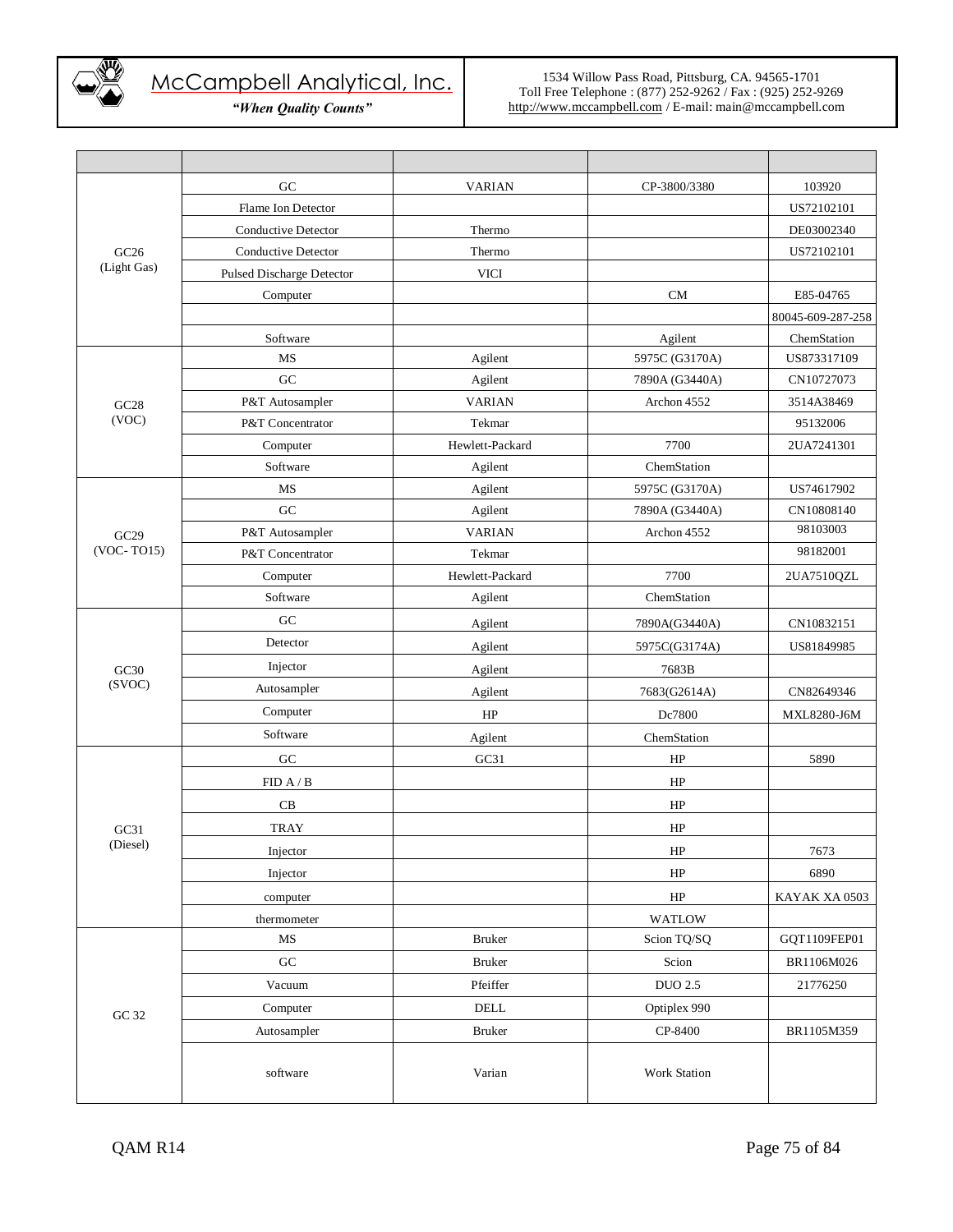| | | | | |
|---|---|---|---|---|
| GC26 (Light Gas) | GC | VARIAN | CP-3800/3380 | 103920 |
| | Flame Ion Detector | | | US72102101 |
| | Conductive Detector | Thermo | | DE03002340 |
| | Conductive Detector | Thermo | | US72102101 |
| | Pulsed Discharge Detector | VICI | | |
| | Computer | | CM | E85-04765 |
| | | | | 80045-609-287-258 |
| | Software | | Agilent | ChemStation |
| GC28 (VOC) | MS | Agilent | 5975C (G3170A) | US873317109 |
| | GC | Agilent | 7890A (G3440A) | CN10727073 |
| | P&T Autosampler | VARIAN | Archon 4552 | 3514A38469 |
| | P&T Concentrator | Tekmar | | 95132006 |
| | Computer | Hewlett-Packard | 7700 | 2UA7241301 |
| | Software | Agilent | ChemStation | |
| GC29 (VOC- TO15) | MS | Agilent | 5975C (G3170A) | US74617902 |
| | GC | Agilent | 7890A (G3440A) | CN10808140 |
| | P&T Autosampler | VARIAN | Archon 4552 | 98103003 |
| | P&T Concentrator | Tekmar | | 98182001 |
| | Computer | Hewlett-Packard | 7700 | 2UA7510QZL |
| | Software | Agilent | ChemStation | |
| GC30 (SVOC) | GC | Agilent | 7890A(G3440A) | CN10832151 |
| | Detector | Agilent | 5975C(G3174A) | US81849985 |
| | Injector | Agilent | 7683B | |
| | Autosampler | Agilent | 7683(G2614A) | CN82649346 |
| | Computer | HP | Dc7800 | MXL8280-J6M |
| | Software | Agilent | ChemStation | |
| GC31 (Diesel) | GC | GC31 | HP | 5890 |
| | FID A / B | | HP | |
| | CB | | HP | |
| | TRAY | | HP | |
| | Injector | | HP | 7673 |
| | Injector | | HP | 6890 |
| | computer | | HP | KAYAK XA 0503 |
| | thermometer | | WATLOW | |
| GC 32 | MS | Bruker | Scion TQ/SQ | GQT1109FEP01 |
| | GC | Bruker | Scion | BR1106M026 |
| | Vacuum | Pfeiffer | DUO 2.5 | 21776250 |
| | Computer | DELL | Optiplex 990 | |
| | Autosampler | Bruker | CP-8400 | BR1105M359 |
| | software | Varian | Work Station | |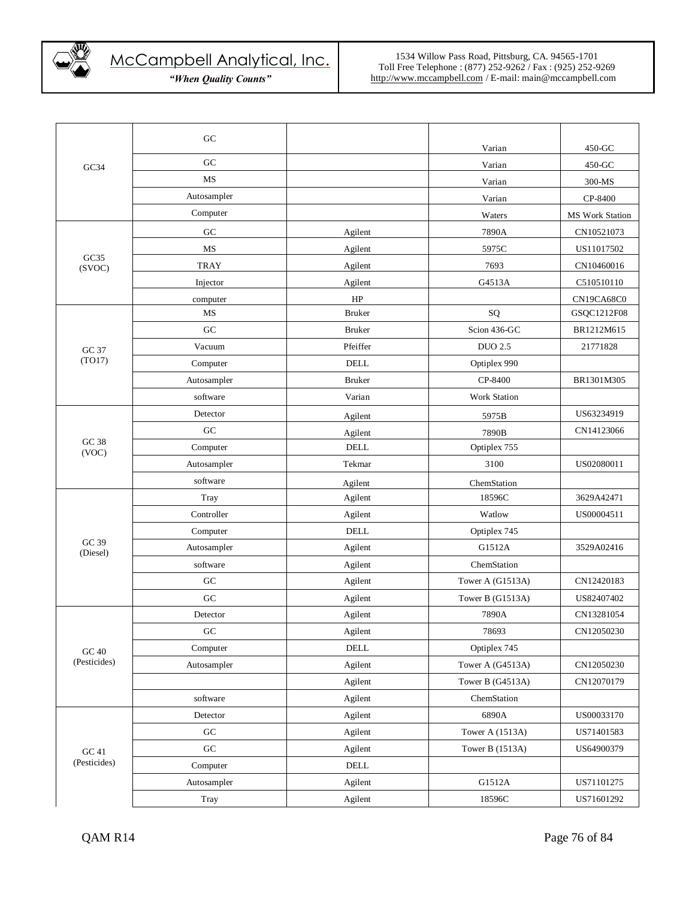| | | | | |
|---|---|---|---|---|
| GC34 | GC | | Varian | 450-GC |
| | GC | | Varian | 450-GC |
| | MS | | Varian | 300-MS |
| | Autosampler | | Varian | CP-8400 |
| | Computer | | Waters | MS Work Station |
| GC35 (SVOC) | GC | Agilent | 7890A | CN10521073 |
| | MS | Agilent | 5975C | US11017502 |
| | TRAY | Agilent | 7693 | CN10460016 |
| | Injector | Agilent | G4513A | C510510110 |
| | computer | HP | | CN19CA68C0 |
| GC 37 (TO17) | MS | Bruker | SQ | GSQC1212F08 |
| | GC | Bruker | Scion 436-GC | BR1212M615 |
| | Vacuum | Pfeiffer | DUO 2.5 | 21771828 |
| | Computer | DELL | Optiplex 990 | |
| | Autosampler | Bruker | CP-8400 | BR1301M305 |
| | software | Varian | Work Station | |
| GC 38 (VOC) | Detector | Agilent | 5975B | US63234919 |
| | GC | Agilent | 7890B | CN14123066 |
| | Computer | DELL | Optiplex 755 | |
| | Autosampler | Tekmar | 3100 | US02080011 |
| | software | Agilent | ChemStation | |
| GC 39 (Diesel) | Tray | Agilent | 18596C | 3629A42471 |
| | Controller | Agilent | Watlow | US00004511 |
| | Computer | DELL | Optiplex 745 | |
| | Autosampler | Agilent | G1512A | 3529A02416 |
| | software | Agilent | ChemStation | |
| | GC | Agilent | Tower A (G1513A) | CN12420183 |
| | GC | Agilent | Tower B (G1513A) | US82407402 |
| GC 40 (Pesticides) | Detector | Agilent | 7890A | CN13281054 |
| | GC | Agilent | 78693 | CN12050230 |
| | Computer | DELL | Optiplex 745 | |
| | Autosampler | Agilent | Tower A (G4513A) | CN12050230 |
| | | Agilent | Tower B (G4513A) | CN12070179 |
| | software | Agilent | ChemStation | |
| GC 41 (Pesticides) | Detector | Agilent | 6890A | US00033170 |
| | GC | Agilent | Tower A (1513A) | US71401583 |
| | GC | Agilent | Tower B (1513A) | US64900379 |
| | Computer | DELL | | |
| | Autosampler | Agilent | G1512A | US71101275 |
| | Tray | Agilent | 18596C | US71601292 |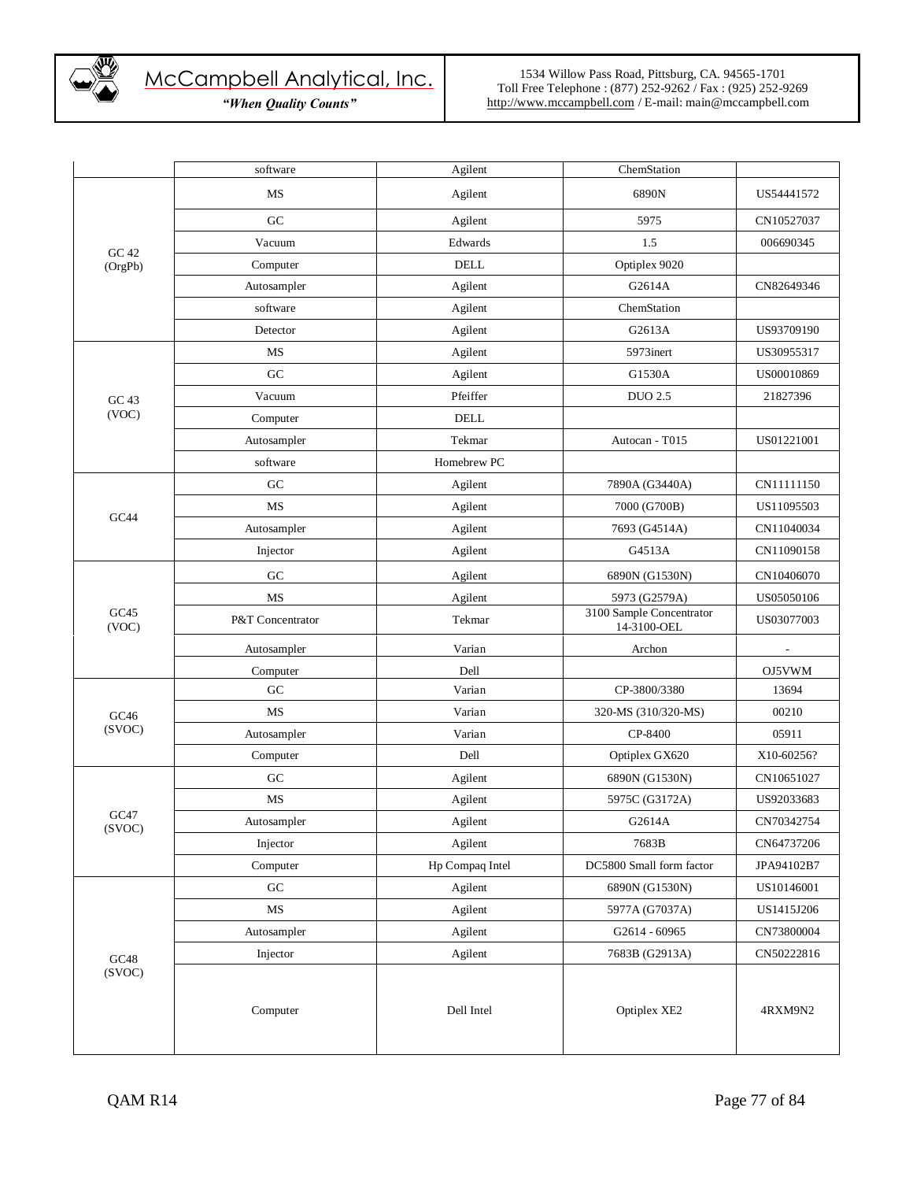| | | | | |
|---|---|---|---|---|
| | software | Agilent | ChemStation | |
| GC 42 (OrgPb) | MS | Agilent | 6890N | US54441572 |
| | GC | Agilent | 5975 | CN10527037 |
| | Vacuum | Edwards | 1.5 | 006690345 |
| | Computer | DELL | Optiplex 9020 | |
| | Autosampler | Agilent | G2614A | CN82649346 |
| | software | Agilent | ChemStation | |
| | Detector | Agilent | G2613A | US93709190 |
| GC 43 (VOC) | MS | Agilent | 5973inert | US30955317 |
| | GC | Agilent | G1530A | US00010869 |
| | Vacuum | Pfeiffer | DUO 2.5 | 21827396 |
| | Computer | DELL | | |
| | Autosampler | Tekmar | Autocan - T015 | US01221001 |
| | software | Homebrew PC | | |
| GC44 | GC | Agilent | 7890A (G3440A) | CN11111150 |
| | MS | Agilent | 7000 (G700B) | US11095503 |
| | Autosampler | Agilent | 7693 (G4514A) | CN11040034 |
| | Injector | Agilent | G4513A | CN11090158 |
| GC45 (VOC) | GC | Agilent | 6890N (G1530N) | CN10406070 |
| | MS | Agilent | 5973 (G2579A) | US05050106 |
| | P&T Concentrator | Tekmar | 3100 Sample Concentrator 14-3100-OEL | US03077003 |
| | Autosampler | Varian | Archon | - |
| | Computer | Dell | | OJ5VWM |
| GC46 (SVOC) | GC | Varian | CP-3800/3380 | 13694 |
| | MS | Varian | 320-MS (310/320-MS) | 00210 |
| | Autosampler | Varian | CP-8400 | 05911 |
| | Computer | Dell | Optiplex GX620 | X10-60256? |
| GC47 (SVOC) | GC | Agilent | 6890N (G1530N) | CN10651027 |
| | MS | Agilent | 5975C (G3172A) | US92033683 |
| | Autosampler | Agilent | G2614A | CN70342754 |
| | Injector | Agilent | 7683B | CN64737206 |
| | Computer | Hp Compaq Intel | DC5800 Small form factor | JPA94102B7 |
| GC48 (SVOC) | GC | Agilent | 6890N (G1530N) | US10146001 |
| | MS | Agilent | 5977A (G7037A) | US1415J206 |
| | Autosampler | Agilent | G2614 - 60965 | CN73800004 |
| | Injector | Agilent | 7683B (G2913A) | CN50222816 |
| | Computer | Dell Intel | Optiplex XE2 | 4RXM9N2 |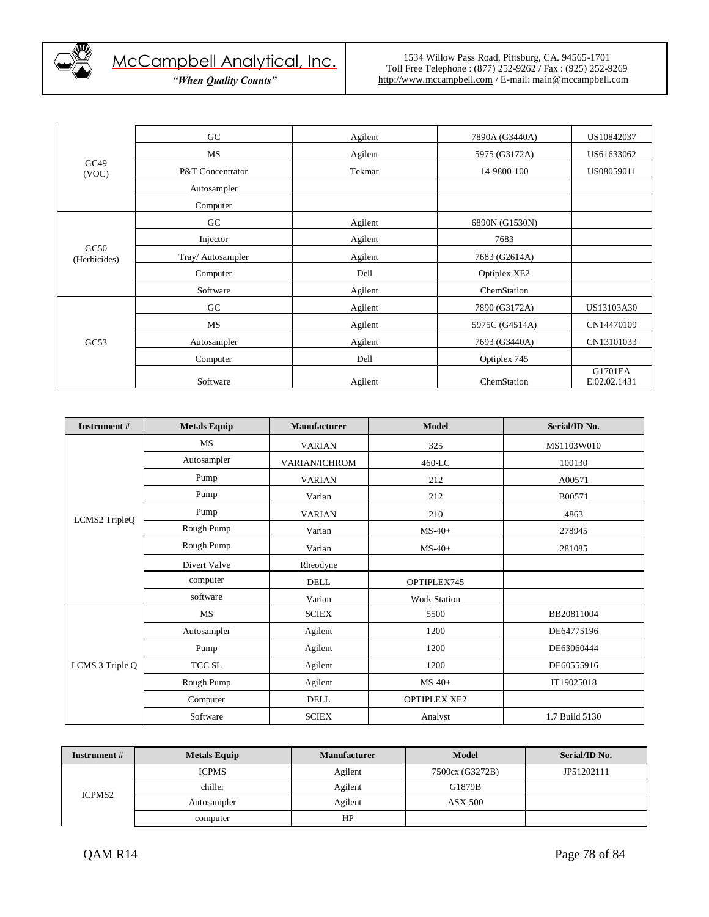| | | | | |
|---|---|---|---|---|
| GC49 (VOC) | GC | Agilent | 7890A (G3440A) | US10842037 |
| | MS | Agilent | 5975 (G3172A) | US61633062 |
| | P&T Concentrator | Tekmar | 14-9800-100 | US08059011 |
| | Autosampler | | | |
| | Computer | | | |
| GC50 (Herbicides) | GC | Agilent | 6890N (G1530N) | |
| | Injector | Agilent | 7683 | |
| | Tray/ Autosampler | Agilent | 7683 (G2614A) | |
| | Computer | Dell | Optiplex XE2 | |
| | Software | Agilent | ChemStation | |
| GC53 | GC | Agilent | 7890 (G3172A) | US13103A30 |
| | MS | Agilent | 5975C (G4514A) | CN14470109 |
| | Autosampler | Agilent | 7693 (G3440A) | CN13101033 |
| | Computer | Dell | Optiplex 745 | |
| | Software | Agilent | ChemStation | G1701EA E.02.02.1431 |

| Instrument # | Metals Equip | Manufacturer | Model | Serial/ID No. |
|---|---|---|---|---|
| LCMS2 TripleQ | MS | VARIAN | 325 | MS1103W010 |
| | Autosampler | VARIAN/ICHROM | 460-LC | 100130 |
| | Pump | VARIAN | 212 | A00571 |
| | Pump | Varian | 212 | B00571 |
| | Pump | VARIAN | 210 | 4863 |
| | Rough Pump | Varian | MS-40+ | 278945 |
| | Rough Pump | Varian | MS-40+ | 281085 |
| | Divert Valve | Rheodyne | | |
| | computer | DELL | OPTIPLEX745 | |
| | software | Varian | Work Station | |
| LCMS 3 Triple Q | MS | SCIEX | 5500 | BB20811004 |
| | Autosampler | Agilent | 1200 | DE64775196 |
| | Pump | Agilent | 1200 | DE63060444 |
| | TCC SL | Agilent | 1200 | DE60555916 |
| | Rough Pump | Agilent | MS-40+ | IT19025018 |
| | Computer | DELL | OPTIPLEX XE2 | |
| | Software | SCIEX | Analyst | 1.7 Build 5130 |

| Instrument # | Metals Equip | Manufacturer | Model | Serial/ID No. |
|---|---|---|---|---|
| ICPMS2 | ICPMS | Agilent | 7500cx (G3272B) | JP51202111 |
| | chiller | Agilent | G1879B | |
| | Autosampler | Agilent | ASX-500 | |
| | computer | HP | | |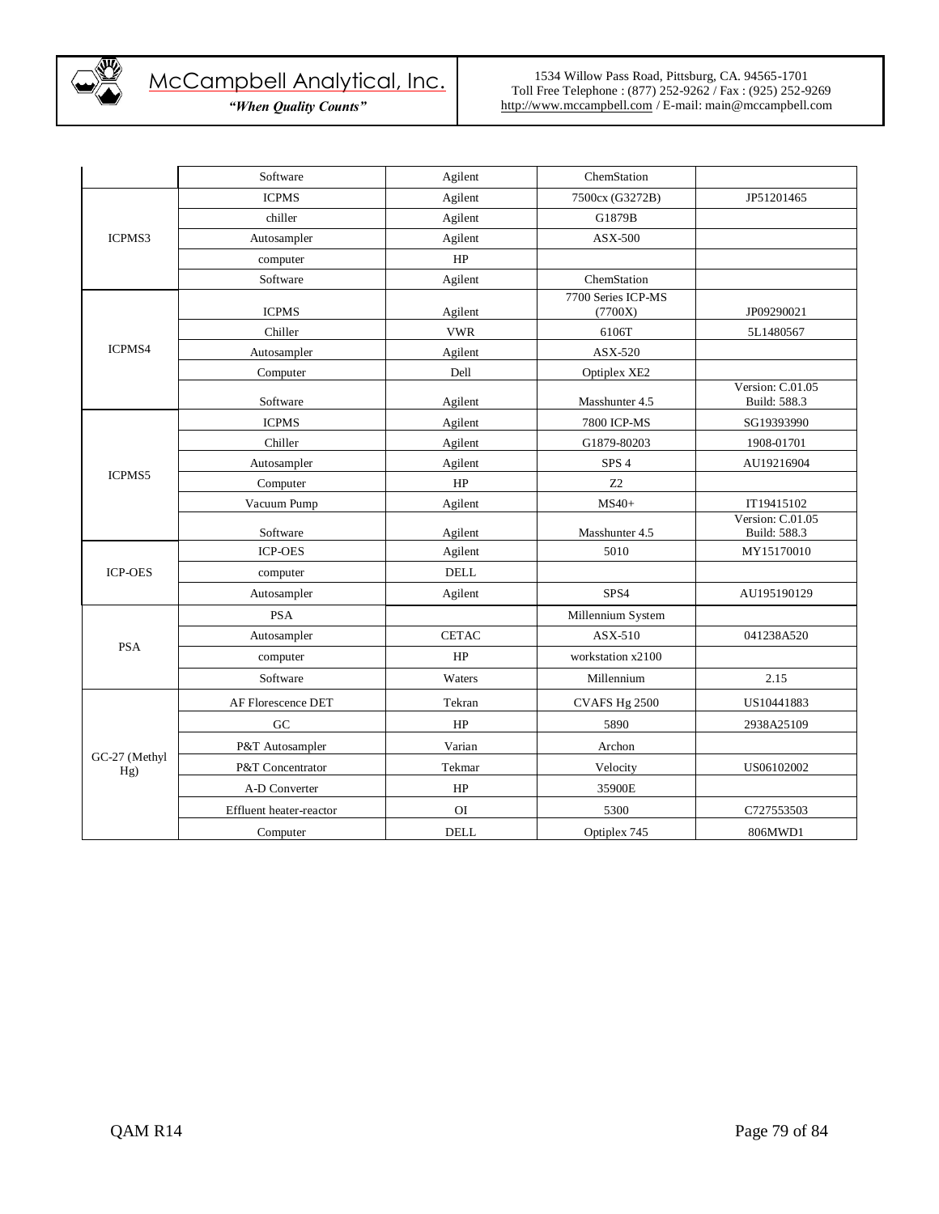| | | | | |
|---|---|---|---|---|
| | Software | Agilent | ChemStation | |
| ICPMS3 | ICPMS | Agilent | 7500cx (G3272B) | JP51201465 |
| | chiller | Agilent | G1879B | |
| | Autosampler | Agilent | ASX-500 | |
| | computer | HP | | |
| | Software | Agilent | ChemStation | |
| ICPMS4 | ICPMS | Agilent | 7700 Series ICP-MS (7700X) | JP09290021 |
| | Chiller | VWR | 6106T | 5L1480567 |
| | Autosampler | Agilent | ASX-520 | |
| | Computer | Dell | Optiplex XE2 | |
| | Software | Agilent | Masshunter 4.5 | Version: C.01.05 Build: 588.3 |
| ICPMS5 | ICPMS | Agilent | 7800 ICP-MS | SG19393990 |
| | Chiller | Agilent | G1879-80203 | 1908-01701 |
| | Autosampler | Agilent | SPS 4 | AU19216904 |
| | Computer | HP | Z2 | |
| | Vacuum Pump | Agilent | MS40+ | IT19415102 |
| | Software | Agilent | Masshunter 4.5 | Version: C.01.05 Build: 588.3 |
| ICP-OES | ICP-OES | Agilent | 5010 | MY15170010 |
| | computer | DELL | | |
| | Autosampler | Agilent | SPS4 | AU195190129 |
| PSA | PSA | | Millennium System | |
| | Autosampler | CETAC | ASX-510 | 041238A520 |
| | computer | HP | workstation x2100 | |
| | Software | Waters | Millennium | 2.15 |
| GC-27 (Methyl Hg) | AF Florescence DET | Tekran | CVAFS Hg 2500 | US10441883 |
| | GC | HP | 5890 | 2938A25109 |
| | P&T Autosampler | Varian | Archon | |
| | P&T Concentrator | Tekmar | Velocity | US06102002 |
| | A-D Converter | HP | 35900E | |
| | Effluent heater-reactor | OI | 5300 | C727553503 |
| | Computer | DELL | Optiplex 745 | 806MWD1 |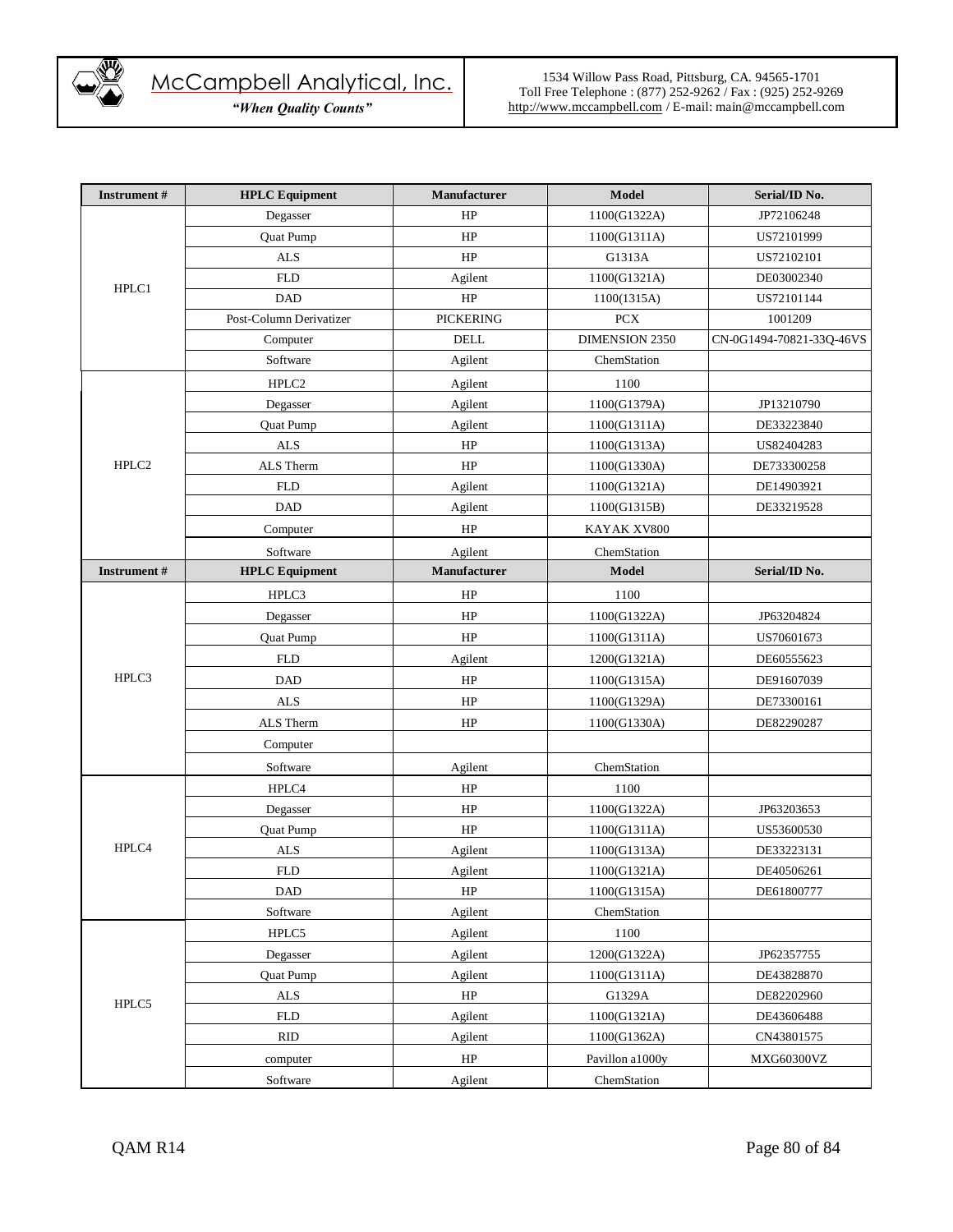| Instrument # | HPLC Equipment | Manufacturer | Model | Serial/ID No. |
|---|---|---|---|---|
| HPLC1 | Degasser | HP | 1100(G1322A) | JP72106248 |
| | Quat Pump | HP | 1100(G1311A) | US72101999 |
| | ALS | HP | G1313A | US72102101 |
| | FLD | Agilent | 1100(G1321A) | DE03002340 |
| | DAD | HP | 1100(1315A) | US72101144 |
| | Post-Column Derivatizer | PICKERING | PCX | 1001209 |
| | Computer | DELL | DIMENSION 2350 | CN-0G1494-70821-33Q-46VS |
| | Software | Agilent | ChemStation | |
| HPLC2 | HPLC2 | Agilent | 1100 | |
| | Degasser | Agilent | 1100(G1379A) | JP13210790 |
| | Quat Pump | Agilent | 1100(G1311A) | DE33223840 |
| | ALS | HP | 1100(G1313A) | US82404283 |
| | ALS Therm | HP | 1100(G1330A) | DE733300258 |
| | FLD | Agilent | 1100(G1321A) | DE14903921 |
| | DAD | Agilent | 1100(G1315B) | DE33219528 |
| | Computer | HP | KAYAK XV800 | |
| | Software | Agilent | ChemStation | |

| Instrument # | HPLC Equipment | Manufacturer | Model | Serial/ID No. |
|---|---|---|---|---|
| HPLC3 | HPLC3 | HP | 1100 | |
| | Degasser | HP | 1100(G1322A) | JP63204824 |
| | Quat Pump | HP | 1100(G1311A) | US70601673 |
| | FLD | Agilent | 1200(G1321A) | DE60555623 |
| | DAD | HP | 1100(G1315A) | DE91607039 |
| | ALS | HP | 1100(G1329A) | DE73300161 |
| | ALS Therm | HP | 1100(G1330A) | DE82290287 |
| | Computer | | | |
| | Software | Agilent | ChemStation | |
| HPLC4 | HPLC4 | HP | 1100 | |
| | Degasser | HP | 1100(G1322A) | JP63203653 |
| | Quat Pump | HP | 1100(G1311A) | US53600530 |
| | ALS | Agilent | 1100(G1313A) | DE33223131 |
| | FLD | Agilent | 1100(G1321A) | DE40506261 |
| | DAD | HP | 1100(G1315A) | DE61800777 |
| | Software | Agilent | ChemStation | |
| HPLC5 | HPLC5 | Agilent | 1100 | |
| | Degasser | Agilent | 1200(G1322A) | JP62357755 |
| | Quat Pump | Agilent | 1100(G1311A) | DE43828870 |
| | ALS | HP | G1329A | DE82202960 |
| | FLD | Agilent | 1100(G1321A) | DE43606488 |
| | RID | Agilent | 1100(G1362A) | CN43801575 |
| | computer | HP | Pavillon a1000y | MXG60300VZ |
| | Software | Agilent | ChemStation | |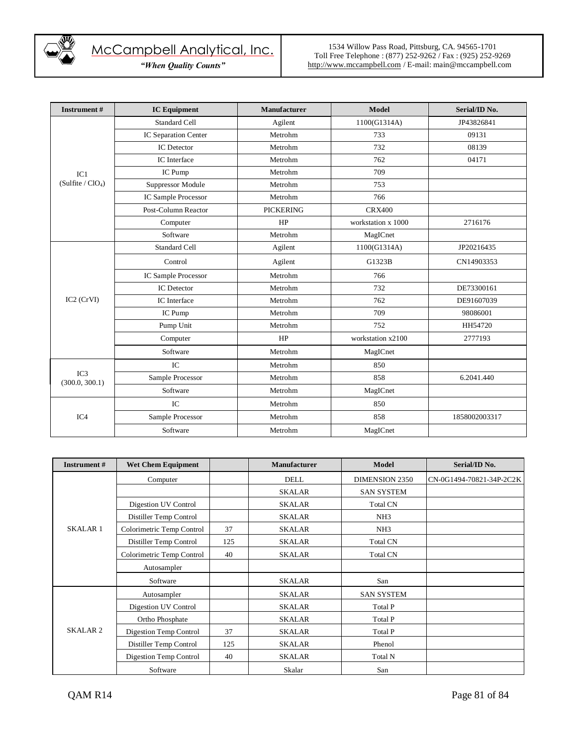| Instrument # | IC Equipment | Manufacturer | Model | Serial/ID No. |
|---|---|---|---|---|
| IC1 (Sulfite / $ClO_4$) | Standard Cell | Agilent | 1100(G1314A) | JP43826841 |
| | IC Separation Center | Metrohm | 733 | 09131 |
| | IC Detector | Metrohm | 732 | 08139 |
| | IC Interface | Metrohm | 762 | 04171 |
| | IC Pump | Metrohm | 709 | |
| | Suppressor Module | Metrohm | 753 | |
| | IC Sample Processor | Metrohm | 766 | |
| | Post-Column Reactor | PICKERING | CRX400 | |
| | Computer | HP | workstation x 1000 | 2716176 |
| | Software | Metrohm | MagICnet | |
| IC2 (CrVI) | Standard Cell | Agilent | 1100(G1314A) | JP20216435 |
| | Control | Agilent | G1323B | CN14903353 |
| | IC Sample Processor | Metrohm | 766 | |
| | IC Detector | Metrohm | 732 | DE73300161 |
| | IC Interface | Metrohm | 762 | DE91607039 |
| | IC Pump | Metrohm | 709 | 98086001 |
| | Pump Unit | Metrohm | 752 | HH54720 |
| | Computer | HP | workstation x2100 | 2777193 |
| | Software | Metrohm | MagICnet | |
| IC3 (300.0, 300.1) | IC | Metrohm | 850 | |
| | Sample Processor | Metrohm | 858 | 6.2041.440 |
| | Software | Metrohm | MagICnet | |
| IC4 | IC | Metrohm | 850 | |
| | Sample Processor | Metrohm | 858 | 1858002003317 |
| | Software | Metrohm | MagICnet | |

| Instrument # | Wet Chem Equipment | | Manufacturer | Model | Serial/ID No. |
|---|---|---|---|---|---|
| SKALAR 1 | Computer | | DELL | DIMENSION 2350 | CN-0G1494-70821-34P-2C2K |
| | | | SKALAR | SAN SYSTEM | |
| | Digestion UV Control | | SKALAR | Total CN | |
| | Distiller Temp Control | | SKALAR | NH3 | |
| | Colorimetric Temp Control | 37 | SKALAR | NH3 | |
| | Distiller Temp Control | 125 | SKALAR | Total CN | |
| | Colorimetric Temp Control | 40 | SKALAR | Total CN | |
| | Autosampler | | | | |
| | Software | | SKALAR | San | |
| SKALAR 2 | Autosampler | | SKALAR | SAN SYSTEM | |
| | Digestion UV Control | | SKALAR | Total P | |
| | Ortho Phosphate | | SKALAR | Total P | |
| | Digestion Temp Control | 37 | SKALAR | Total P | |
| | Distiller Temp Control | 125 | SKALAR | Phenol | |
| | Digestion Temp Control | 40 | SKALAR | Total N | |
| | Software | | Skalar | San | |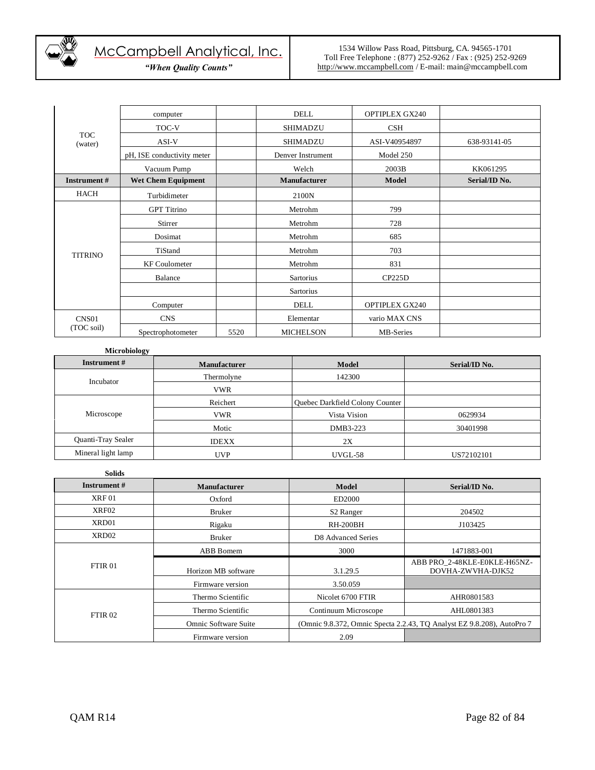| | | | | | |
|---|---|---|---|---|---|
| TOC (water) | computer | | DELL | OPTIPLEX GX240 | |
| | TOC-V | | SHIMADZU | CSH | |
| | ASI-V | | SHIMADZU | ASI-V40954897 | 638-93141-05 |
| | pH, ISE conductivity meter | | Denver Instrument | Model 250 | |
| | Vacuum Pump | | Welch | 2003B | KK061295 |
| **Instrument #** | **Wet Chem Equipment** | | **Manufacturer** | **Model** | **Serial/ID No.** |
| HACH | Turbidimeter | | 2100N | | |
| TITRINO | GPT Titrino | | Metrohm | 799 | |
| | Stirrer | | Metrohm | 728 | |
| | Dosimat | | Metrohm | 685 | |
| | TiStand | | Metrohm | 703 | |
| | KF Coulometer | | Metrohm | 831 | |
| | Balance | | Sartorius | CP225D | |
| | | | Sartorius | | |
| | Computer | | DELL | OPTIPLEX GX240 | |
| CNS01 (TOC soil) | CNS | | Elementar | vario MAX CNS | |
| | Spectrophotometer | 5520 | MICHELSON | MB-Series | |

**Microbiology**

| Instrument # | Manufacturer | Model | Serial/ID No. |
|---|---|---|---|
| Incubator | Thermolyne | 142300 | |
| | VWR | | |
| Microscope | Reichert | Quebec Darkfield Colony Counter | |
| | VWR | Vista Vision | 0629934 |
| | Motic | DMB3-223 | 30401998 |
| Quanti-Tray Sealer | IDEXX | 2X | |
| Mineral light lamp | UVP | UVGL-58 | US72102101 |

**Solids**

| Instrument # | Manufacturer | Model | Serial/ID No. |
|---|---|---|---|
| XRF 01 | Oxford | ED2000 | |
| XRF02 | Bruker | S2 Ranger | 204502 |
| XRD01 | Rigaku | RH-200BH | J103425 |
| XRD02 | Bruker | D8 Advanced Series | |
| FTIR 01 | ABB Bomem | 3000 | 1471883-001 |
| | Horizon MB software | 3.1.29.5 | ABB PRO_2-48KLE-E0KLE-H65NZ-DOVHA-ZWVHA-DJK52 |
| | Firmware version | 3.50.059 | |
| FTIR 02 | Thermo Scientific | Nicolet 6700 FTIR | AHR0801583 |
| | Thermo Scientific | Continuum Microscope | AHL0801383 |
| | Omnic Software Suite | (Omnic 9.8.372, Omnic Specta 2.2.43, TQ Analyst EZ 9.8.208), AutoPro 7 | |
| | Firmware version | 2.09 | |